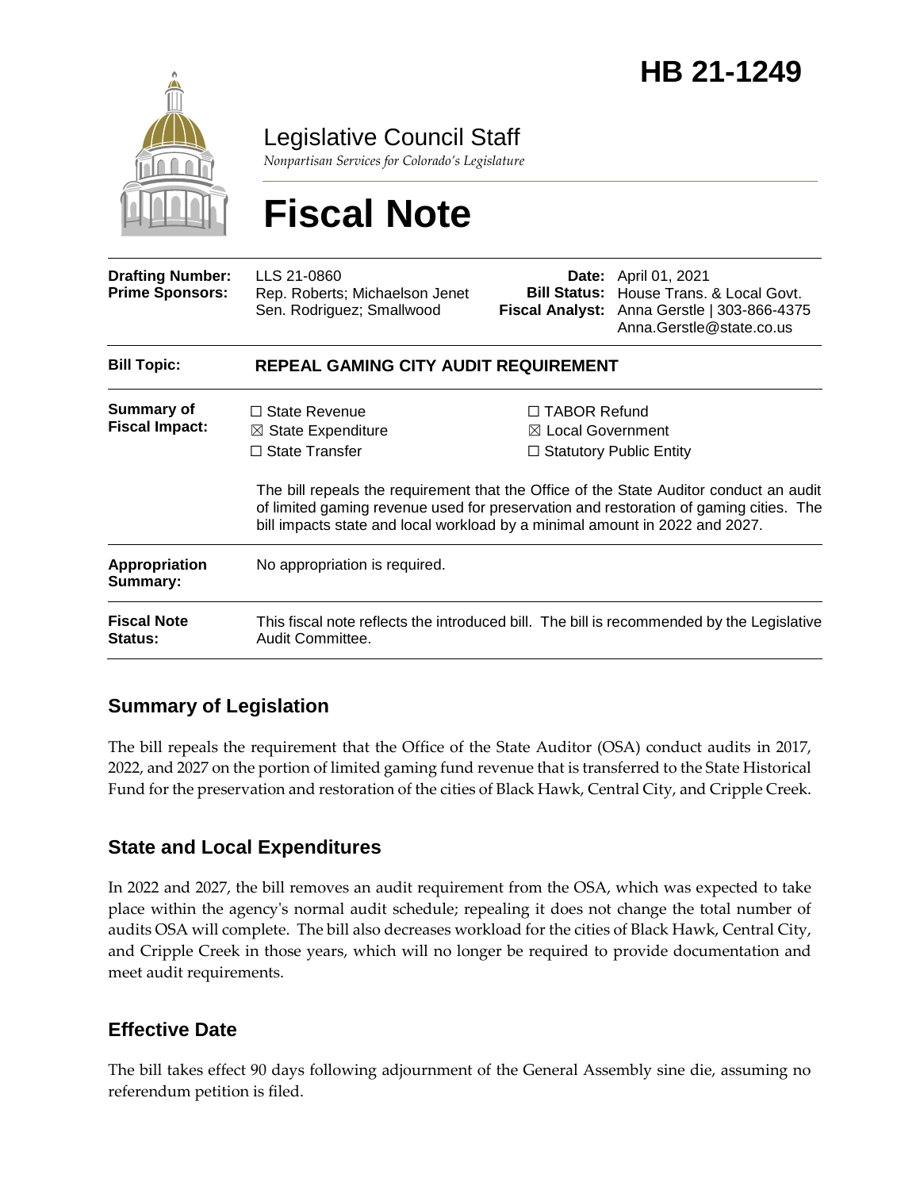# HB 21-1249

Legislative Council Staff

*Nonpartisan Services for Colorado's Legislature*

# Fiscal Note

| | | | |
|---|---|---|---|
| **Drafting Number:** | LLS 21-0860 | **Date:** | April 01, 2021 |
| **Prime Sponsors:** | Rep. Roberts; Michaelson Jenet<br>Sen. Rodriguez; Smallwood | **Bill Status:** | House Trans. & Local Govt. |
| | | **Fiscal Analyst:** | Anna Gerstle \| 303-866-4375<br>Anna.Gerstle@state.co.us |

| | |
|---|---|
| **Bill Topic:** | **REPEAL GAMING CITY AUDIT REQUIREMENT** |
| **Summary of Fiscal Impact:** | ☐ State Revenue ☒ State Expenditure ☐ State Transfer ☐ TABOR Refund ☒ Local Government ☐ Statutory Public Entity<br><br>The bill repeals the requirement that the Office of the State Auditor conduct an audit of limited gaming revenue used for preservation and restoration of gaming cities. The bill impacts state and local workload by a minimal amount in 2022 and 2027. |
| **Appropriation Summary:** | No appropriation is required. |
| **Fiscal Note Status:** | This fiscal note reflects the introduced bill. The bill is recommended by the Legislative Audit Committee. |

## Summary of Legislation

The bill repeals the requirement that the Office of the State Auditor (OSA) conduct audits in 2017, 2022, and 2027 on the portion of limited gaming fund revenue that is transferred to the State Historical Fund for the preservation and restoration of the cities of Black Hawk, Central City, and Cripple Creek.

## State and Local Expenditures

In 2022 and 2027, the bill removes an audit requirement from the OSA, which was expected to take place within the agency's normal audit schedule; repealing it does not change the total number of audits OSA will complete. The bill also decreases workload for the cities of Black Hawk, Central City, and Cripple Creek in those years, which will no longer be required to provide documentation and meet audit requirements.

## Effective Date

The bill takes effect 90 days following adjournment of the General Assembly sine die, assuming no referendum petition is filed.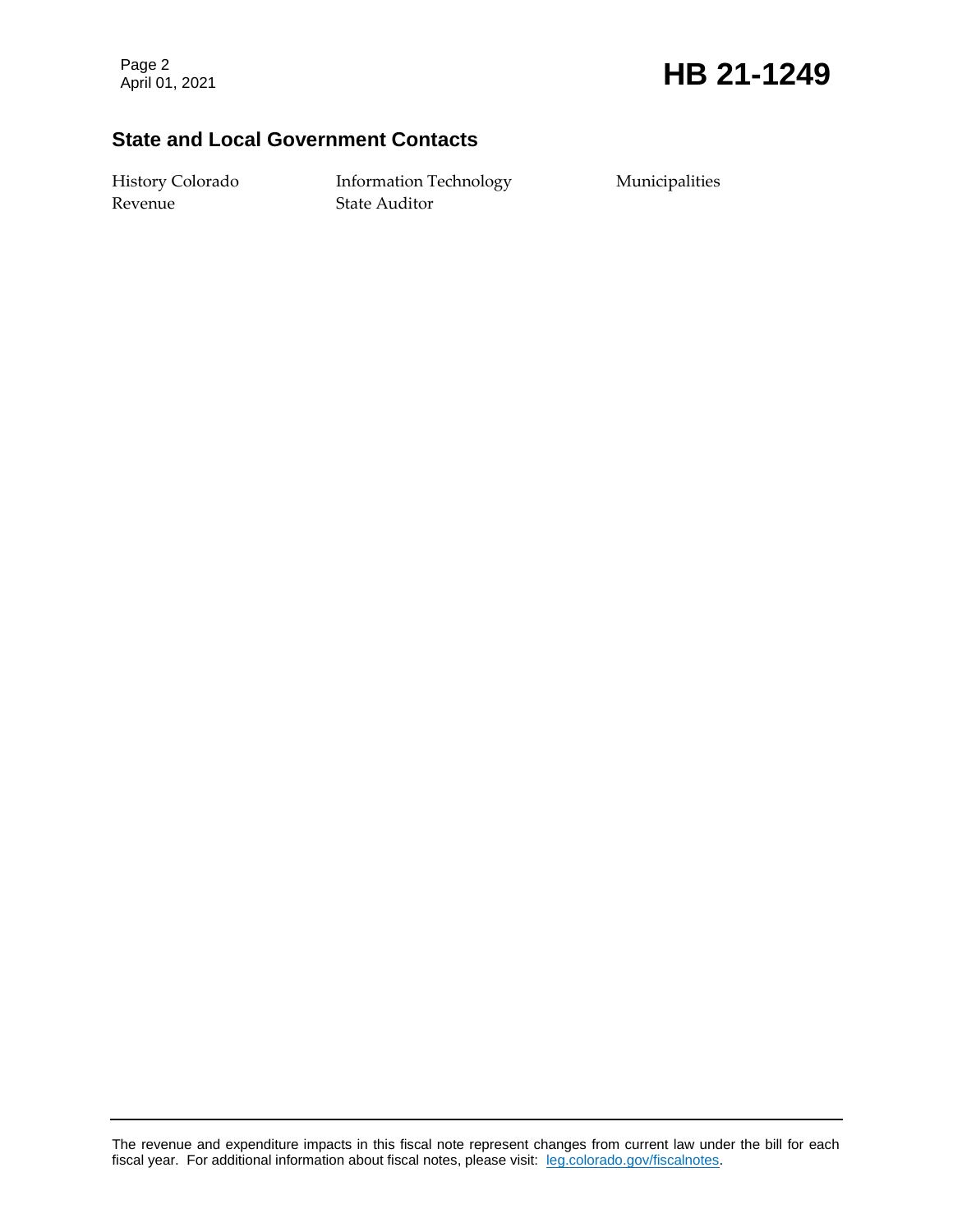## State and Local Government Contacts

| | | |
|---|---|---|
| History Colorado | Information Technology | Municipalities |
| Revenue | State Auditor | |

The revenue and expenditure impacts in this fiscal note represent changes from current law under the bill for each fiscal year. For additional information about fiscal notes, please visit: leg.colorado.gov/fiscalnotes.